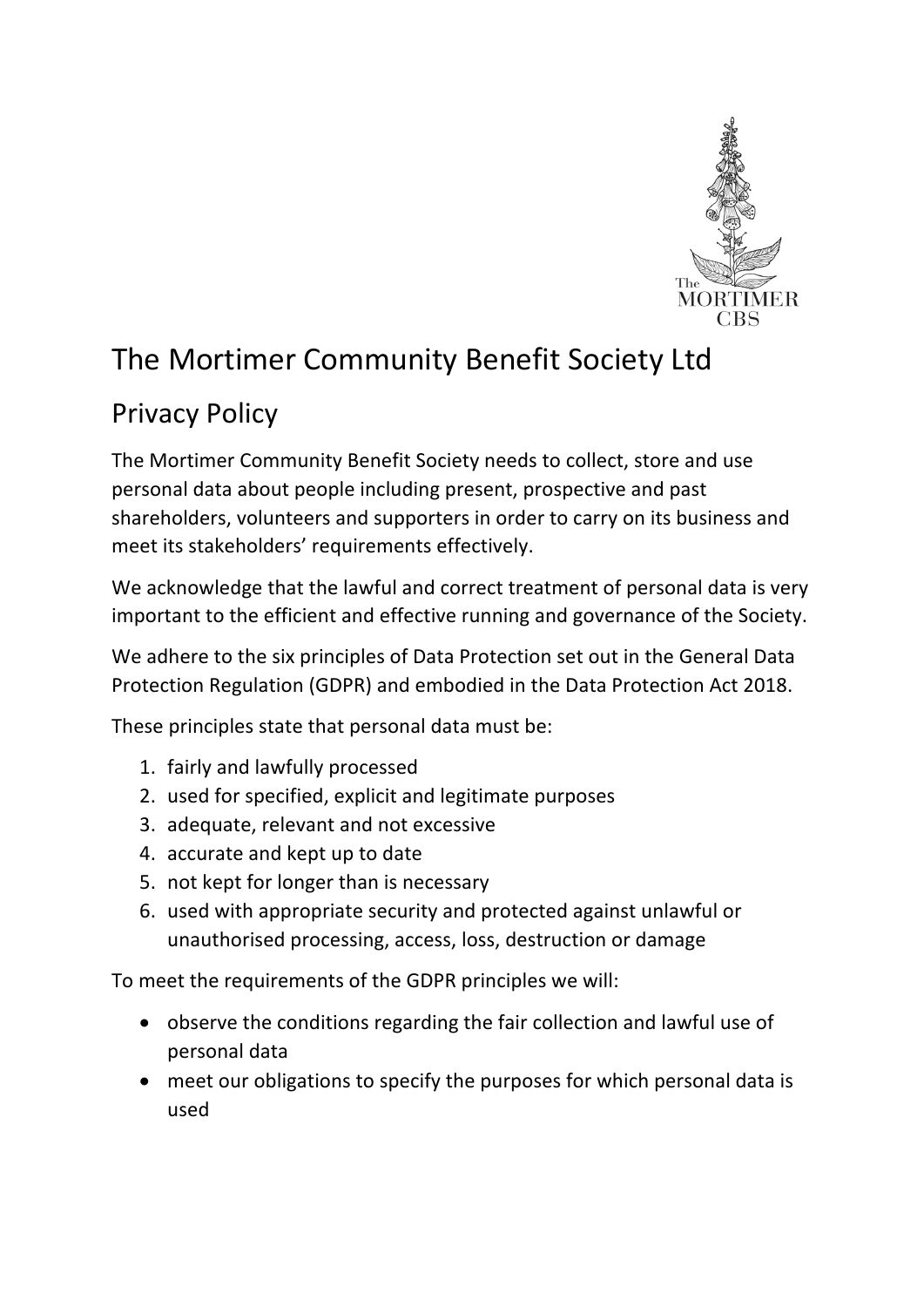# The Mortimer Community Benefit Society Ltd

## Privacy Policy

The Mortimer Community Benefit Society needs to collect, store and use personal data about people including present, prospective and past shareholders, volunteers and supporters in order to carry on its business and meet its stakeholders' requirements effectively.

We acknowledge that the lawful and correct treatment of personal data is very important to the efficient and effective running and governance of the Society.

We adhere to the six principles of Data Protection set out in the General Data Protection Regulation (GDPR) and embodied in the Data Protection Act 2018.

These principles state that personal data must be:

1. fairly and lawfully processed
2. used for specified, explicit and legitimate purposes
3. adequate, relevant and not excessive
4. accurate and kept up to date
5. not kept for longer than is necessary
6. used with appropriate security and protected against unlawful or unauthorised processing, access, loss, destruction or damage

To meet the requirements of the GDPR principles we will:

- observe the conditions regarding the fair collection and lawful use of personal data
- meet our obligations to specify the purposes for which personal data is used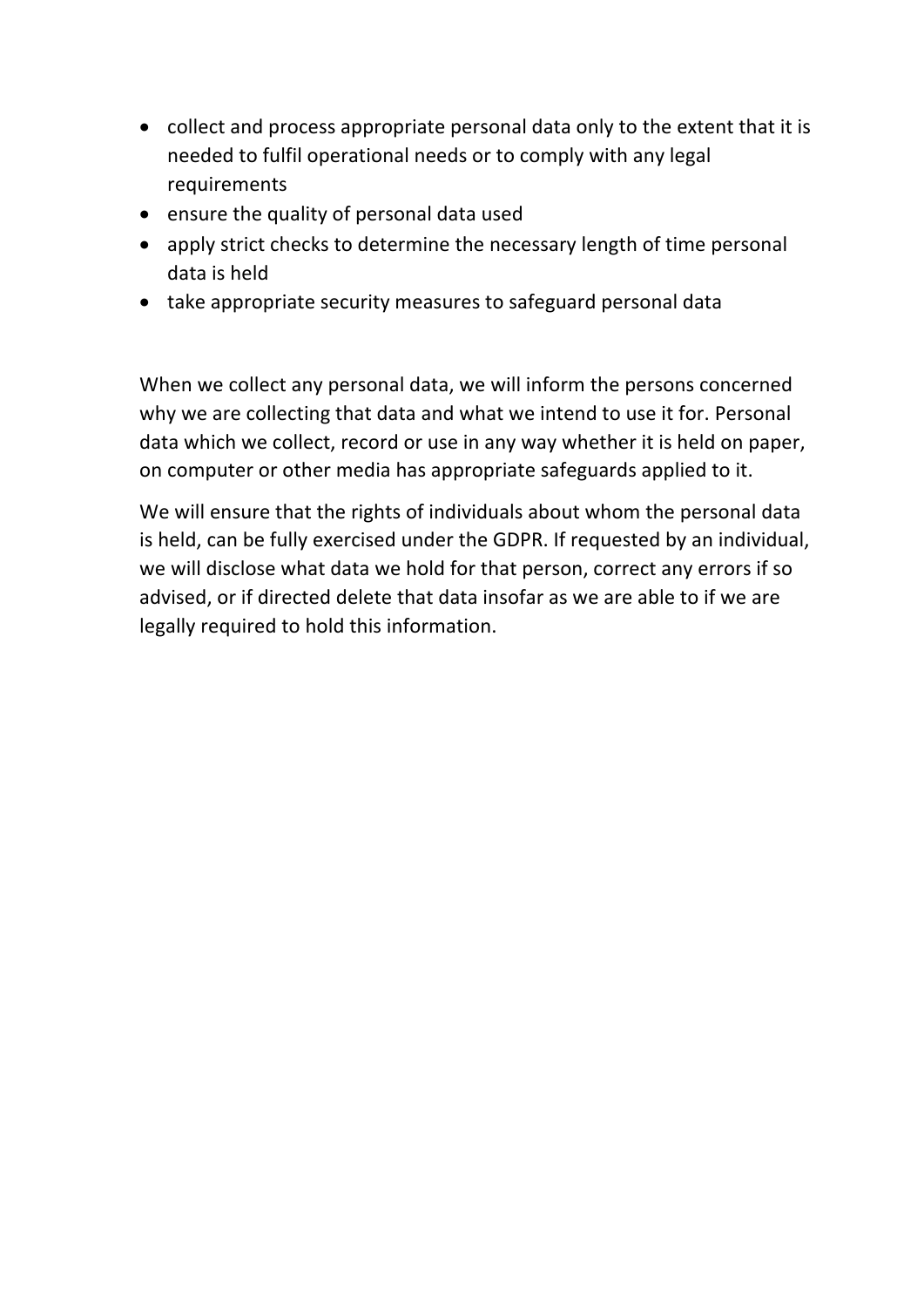- collect and process appropriate personal data only to the extent that it is needed to fulfil operational needs or to comply with any legal requirements
- ensure the quality of personal data used
- apply strict checks to determine the necessary length of time personal data is held
- take appropriate security measures to safeguard personal data

When we collect any personal data, we will inform the persons concerned why we are collecting that data and what we intend to use it for. Personal data which we collect, record or use in any way whether it is held on paper, on computer or other media has appropriate safeguards applied to it.

We will ensure that the rights of individuals about whom the personal data is held, can be fully exercised under the GDPR. If requested by an individual, we will disclose what data we hold for that person, correct any errors if so advised, or if directed delete that data insofar as we are able to if we are legally required to hold this information.